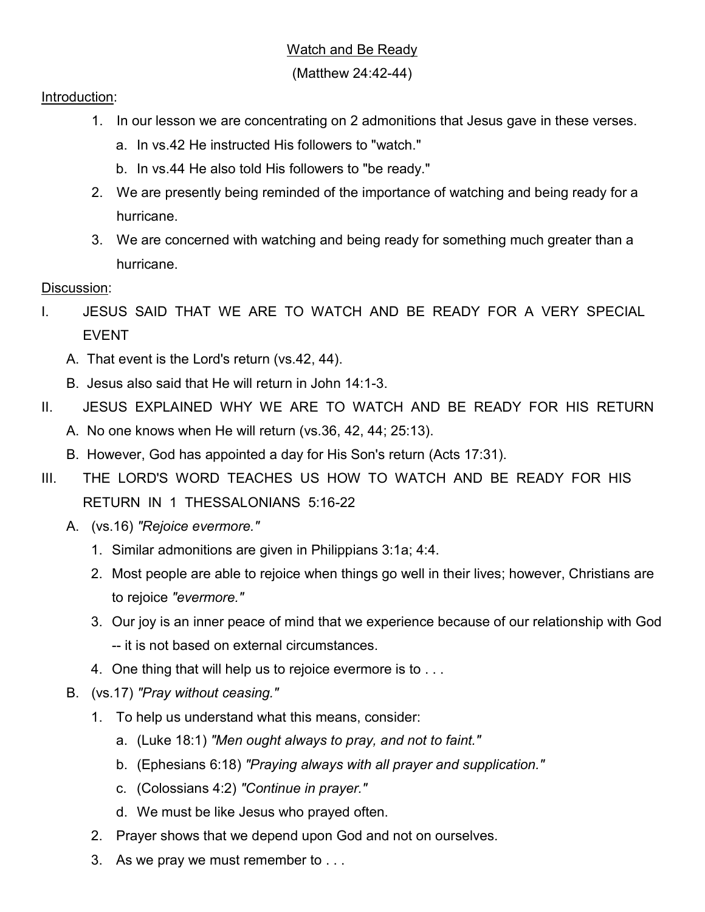# Watch and Be Ready

(Matthew 24:42-44)

Introduction:

1. In our lesson we are concentrating on 2 admonitions that Jesus gave in these verses.
   a. In vs.42 He instructed His followers to "watch."
   b. In vs.44 He also told His followers to "be ready."
2. We are presently being reminded of the importance of watching and being ready for a hurricane.
3. We are concerned with watching and being ready for something much greater than a hurricane.

Discussion:

I. JESUS SAID THAT WE ARE TO WATCH AND BE READY FOR A VERY SPECIAL EVENT
   A. That event is the Lord's return (vs.42, 44).
   B. Jesus also said that He will return in John 14:1-3.

II. JESUS EXPLAINED WHY WE ARE TO WATCH AND BE READY FOR HIS RETURN
   A. No one knows when He will return (vs.36, 42, 44; 25:13).
   B. However, God has appointed a day for His Son's return (Acts 17:31).

III. THE LORD'S WORD TEACHES US HOW TO WATCH AND BE READY FOR HIS RETURN IN 1 THESSALONIANS 5:16-22
   A. (vs.16) *"Rejoice evermore."*
      1. Similar admonitions are given in Philippians 3:1a; 4:4.
      2. Most people are able to rejoice when things go well in their lives; however, Christians are to rejoice *"evermore."*
      3. Our joy is an inner peace of mind that we experience because of our relationship with God -- it is not based on external circumstances.
      4. One thing that will help us to rejoice evermore is to . . .
   B. (vs.17) *"Pray without ceasing."*
      1. To help us understand what this means, consider:
         a. (Luke 18:1) *"Men ought always to pray, and not to faint."*
         b. (Ephesians 6:18) *"Praying always with all prayer and supplication."*
         c. (Colossians 4:2) *"Continue in prayer."*
         d. We must be like Jesus who prayed often.
      2. Prayer shows that we depend upon God and not on ourselves.
      3. As we pray we must remember to . . .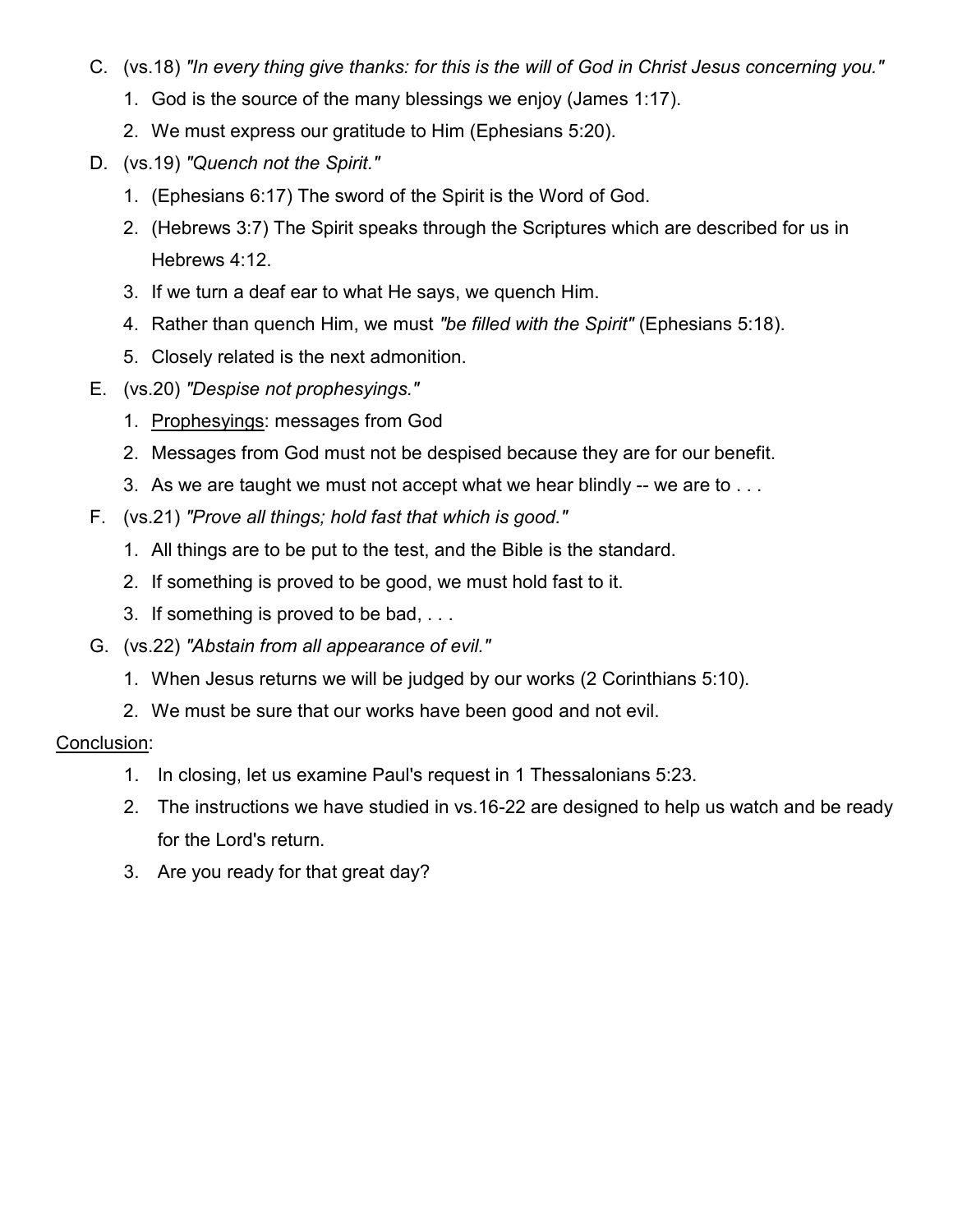C. (vs.18) *"In every thing give thanks: for this is the will of God in Christ Jesus concerning you."*

   1. God is the source of the many blessings we enjoy (James 1:17).
   2. We must express our gratitude to Him (Ephesians 5:20).

D. (vs.19) *"Quench not the Spirit."*

   1. (Ephesians 6:17) The sword of the Spirit is the Word of God.
   2. (Hebrews 3:7) The Spirit speaks through the Scriptures which are described for us in Hebrews 4:12.
   3. If we turn a deaf ear to what He says, we quench Him.
   4. Rather than quench Him, we must *"be filled with the Spirit"* (Ephesians 5:18).
   5. Closely related is the next admonition.

E. (vs.20) *"Despise not prophesyings."*

   1. Prophesyings: messages from God
   2. Messages from God must not be despised because they are for our benefit.
   3. As we are taught we must not accept what we hear blindly -- we are to . . .

F. (vs.21) *"Prove all things; hold fast that which is good."*

   1. All things are to be put to the test, and the Bible is the standard.
   2. If something is proved to be good, we must hold fast to it.
   3. If something is proved to be bad, . . .

G. (vs.22) *"Abstain from all appearance of evil."*

   1. When Jesus returns we will be judged by our works (2 Corinthians 5:10).
   2. We must be sure that our works have been good and not evil.

Conclusion:

1. In closing, let us examine Paul's request in 1 Thessalonians 5:23.
2. The instructions we have studied in vs.16-22 are designed to help us watch and be ready for the Lord's return.
3. Are you ready for that great day?